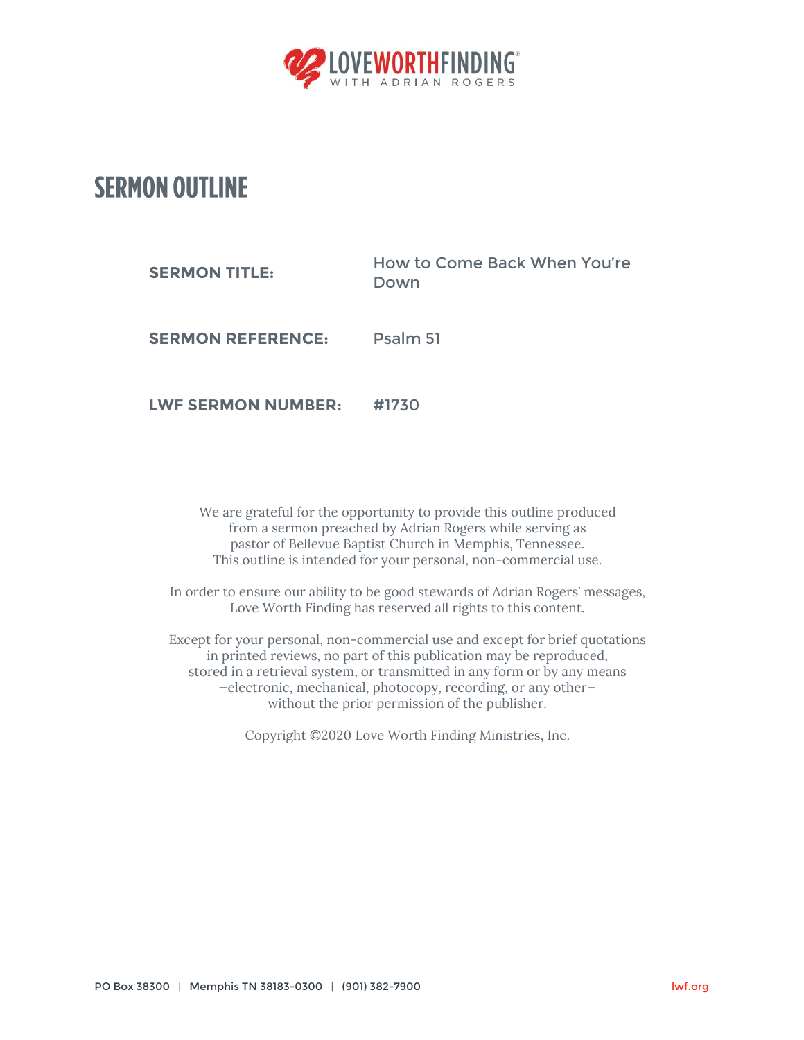LOVEWORTHFINDING®
WITH ADRIAN ROGERS

# SERMON OUTLINE

| | |
|---|---|
| **SERMON TITLE:** | How to Come Back When You're Down |
| **SERMON REFERENCE:** | Psalm 51 |
| **LWF SERMON NUMBER:** | #1730 |

We are grateful for the opportunity to provide this outline produced from a sermon preached by Adrian Rogers while serving as pastor of Bellevue Baptist Church in Memphis, Tennessee. This outline is intended for your personal, non-commercial use.

In order to ensure our ability to be good stewards of Adrian Rogers' messages, Love Worth Finding has reserved all rights to this content.

Except for your personal, non-commercial use and except for brief quotations in printed reviews, no part of this publication may be reproduced, stored in a retrieval system, or transmitted in any form or by any means —electronic, mechanical, photocopy, recording, or any other— without the prior permission of the publisher.

Copyright ©2020 Love Worth Finding Ministries, Inc.

PO Box 38300 | Memphis TN 38183-0300 | (901) 382-7900    lwf.org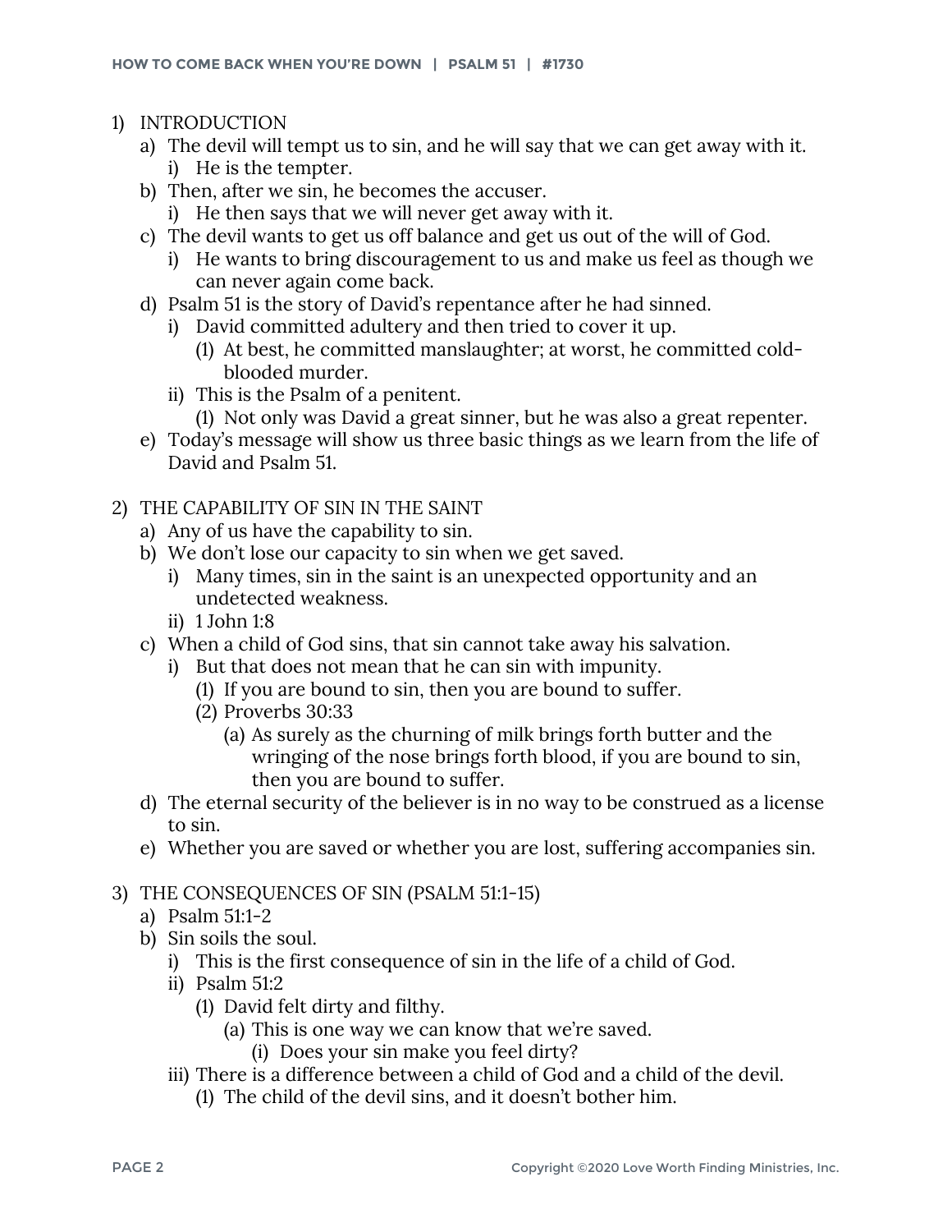1) INTRODUCTION
   a) The devil will tempt us to sin, and he will say that we can get away with it.
      i) He is the tempter.
   b) Then, after we sin, he becomes the accuser.
      i) He then says that we will never get away with it.
   c) The devil wants to get us off balance and get us out of the will of God.
      i) He wants to bring discouragement to us and make us feel as though we can never again come back.
   d) Psalm 51 is the story of David's repentance after he had sinned.
      i) David committed adultery and then tried to cover it up.
         (1) At best, he committed manslaughter; at worst, he committed cold-blooded murder.
      ii) This is the Psalm of a penitent.
         (1) Not only was David a great sinner, but he was also a great repenter.
   e) Today's message will show us three basic things as we learn from the life of David and Psalm 51.

2) THE CAPABILITY OF SIN IN THE SAINT
   a) Any of us have the capability to sin.
   b) We don't lose our capacity to sin when we get saved.
      i) Many times, sin in the saint is an unexpected opportunity and an undetected weakness.
      ii) 1 John 1:8
   c) When a child of God sins, that sin cannot take away his salvation.
      i) But that does not mean that he can sin with impunity.
         (1) If you are bound to sin, then you are bound to suffer.
         (2) Proverbs 30:33
            (a) As surely as the churning of milk brings forth butter and the wringing of the nose brings forth blood, if you are bound to sin, then you are bound to suffer.
   d) The eternal security of the believer is in no way to be construed as a license to sin.
   e) Whether you are saved or whether you are lost, suffering accompanies sin.

3) THE CONSEQUENCES OF SIN (PSALM 51:1-15)
   a) Psalm 51:1-2
   b) Sin soils the soul.
      i) This is the first consequence of sin in the life of a child of God.
      ii) Psalm 51:2
         (1) David felt dirty and filthy.
            (a) This is one way we can know that we're saved.
               (i) Does your sin make you feel dirty?
      iii) There is a difference between a child of God and a child of the devil.
         (1) The child of the devil sins, and it doesn't bother him.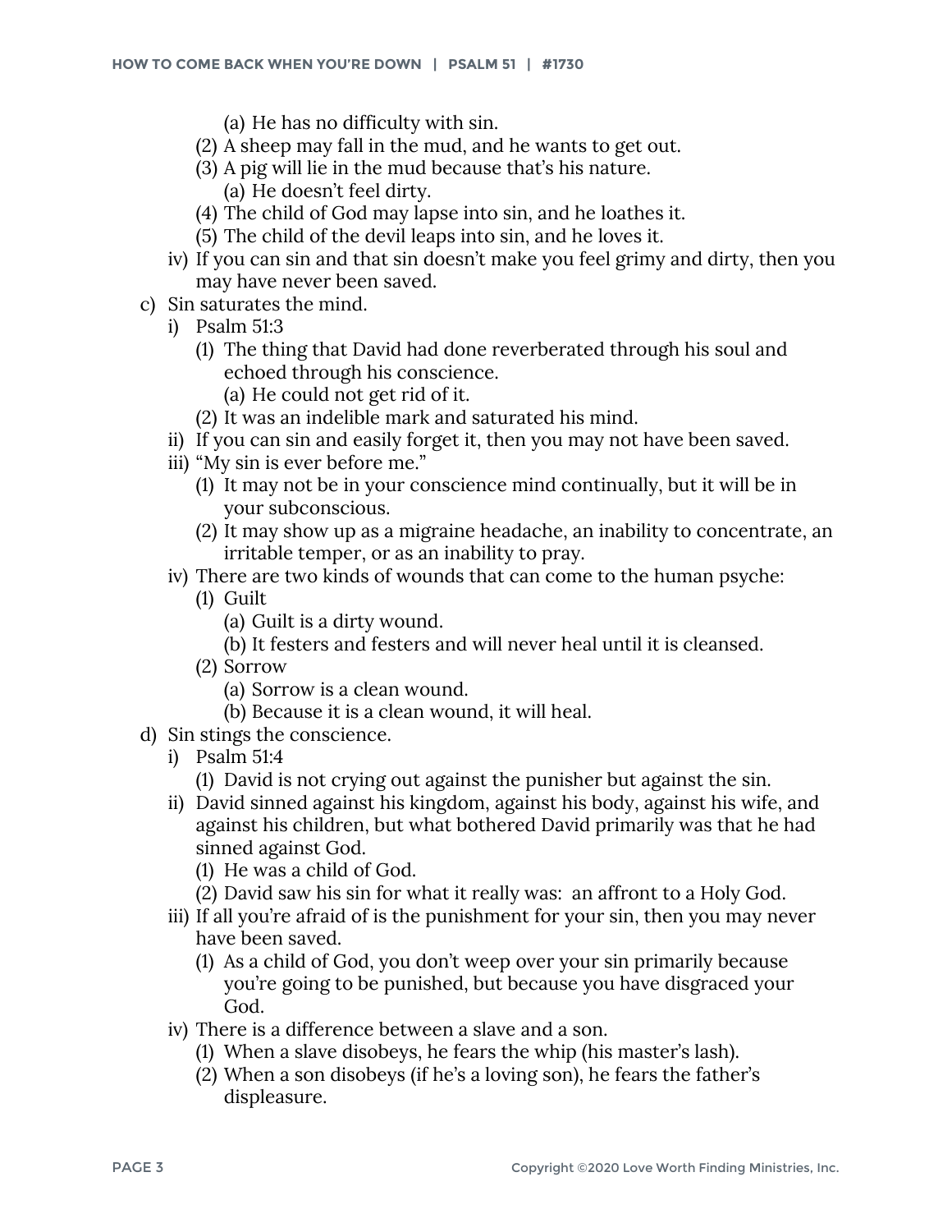(a) He has no difficulty with sin.
        (2) A sheep may fall in the mud, and he wants to get out.
        (3) A pig will lie in the mud because that's his nature.
            (a) He doesn't feel dirty.
        (4) The child of God may lapse into sin, and he loathes it.
        (5) The child of the devil leaps into sin, and he loves it.
    iv) If you can sin and that sin doesn't make you feel grimy and dirty, then you may have never been saved.

c) Sin saturates the mind.
    i) Psalm 51:3
        (1) The thing that David had done reverberated through his soul and echoed through his conscience.
            (a) He could not get rid of it.
        (2) It was an indelible mark and saturated his mind.
    ii) If you can sin and easily forget it, then you may not have been saved.
    iii) "My sin is ever before me."
        (1) It may not be in your conscience mind continually, but it will be in your subconscious.
        (2) It may show up as a migraine headache, an inability to concentrate, an irritable temper, or as an inability to pray.
    iv) There are two kinds of wounds that can come to the human psyche:
        (1) Guilt
            (a) Guilt is a dirty wound.
            (b) It festers and festers and will never heal until it is cleansed.
        (2) Sorrow
            (a) Sorrow is a clean wound.
            (b) Because it is a clean wound, it will heal.

d) Sin stings the conscience.
    i) Psalm 51:4
        (1) David is not crying out against the punisher but against the sin.
    ii) David sinned against his kingdom, against his body, against his wife, and against his children, but what bothered David primarily was that he had sinned against God.
        (1) He was a child of God.
        (2) David saw his sin for what it really was: an affront to a Holy God.
    iii) If all you're afraid of is the punishment for your sin, then you may never have been saved.
        (1) As a child of God, you don't weep over your sin primarily because you're going to be punished, but because you have disgraced your God.
    iv) There is a difference between a slave and a son.
        (1) When a slave disobeys, he fears the whip (his master's lash).
        (2) When a son disobeys (if he's a loving son), he fears the father's displeasure.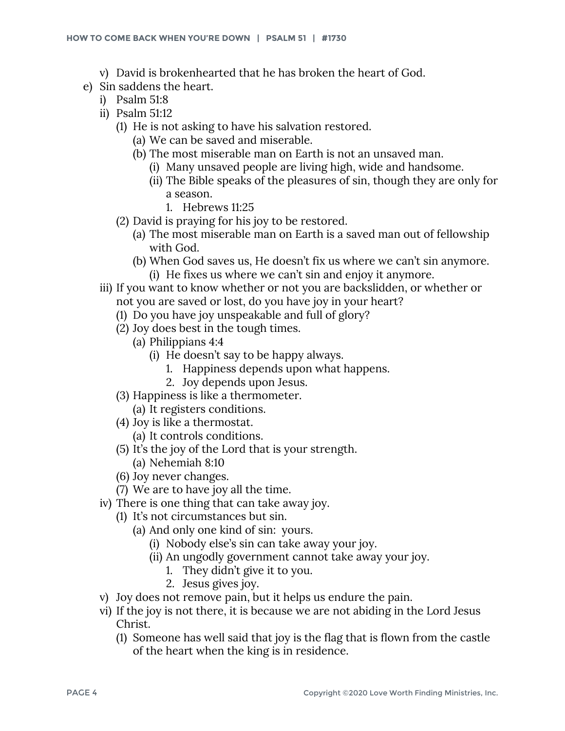- v) David is brokenhearted that he has broken the heart of God.
- e) Sin saddens the heart.
  - i) Psalm 51:8
  - ii) Psalm 51:12
    - (1) He is not asking to have his salvation restored.
      - (a) We can be saved and miserable.
      - (b) The most miserable man on Earth is not an unsaved man.
        - (i) Many unsaved people are living high, wide and handsome.
        - (ii) The Bible speaks of the pleasures of sin, though they are only for a season.
          1. Hebrews 11:25
    - (2) David is praying for his joy to be restored.
      - (a) The most miserable man on Earth is a saved man out of fellowship with God.
      - (b) When God saves us, He doesn't fix us where we can't sin anymore.
        - (i) He fixes us where we can't sin and enjoy it anymore.
  - iii) If you want to know whether or not you are backslidden, or whether or not you are saved or lost, do you have joy in your heart?
    - (1) Do you have joy unspeakable and full of glory?
    - (2) Joy does best in the tough times.
      - (a) Philippians 4:4
        - (i) He doesn't say to be happy always.
          1. Happiness depends upon what happens.
          2. Joy depends upon Jesus.
    - (3) Happiness is like a thermometer.
      - (a) It registers conditions.
    - (4) Joy is like a thermostat.
      - (a) It controls conditions.
    - (5) It's the joy of the Lord that is your strength.
      - (a) Nehemiah 8:10
    - (6) Joy never changes.
    - (7) We are to have joy all the time.
  - iv) There is one thing that can take away joy.
    - (1) It's not circumstances but sin.
      - (a) And only one kind of sin: yours.
        - (i) Nobody else's sin can take away your joy.
        - (ii) An ungodly government cannot take away your joy.
          1. They didn't give it to you.
          2. Jesus gives joy.
  - v) Joy does not remove pain, but it helps us endure the pain.
  - vi) If the joy is not there, it is because we are not abiding in the Lord Jesus Christ.
    - (1) Someone has well said that joy is the flag that is flown from the castle of the heart when the king is in residence.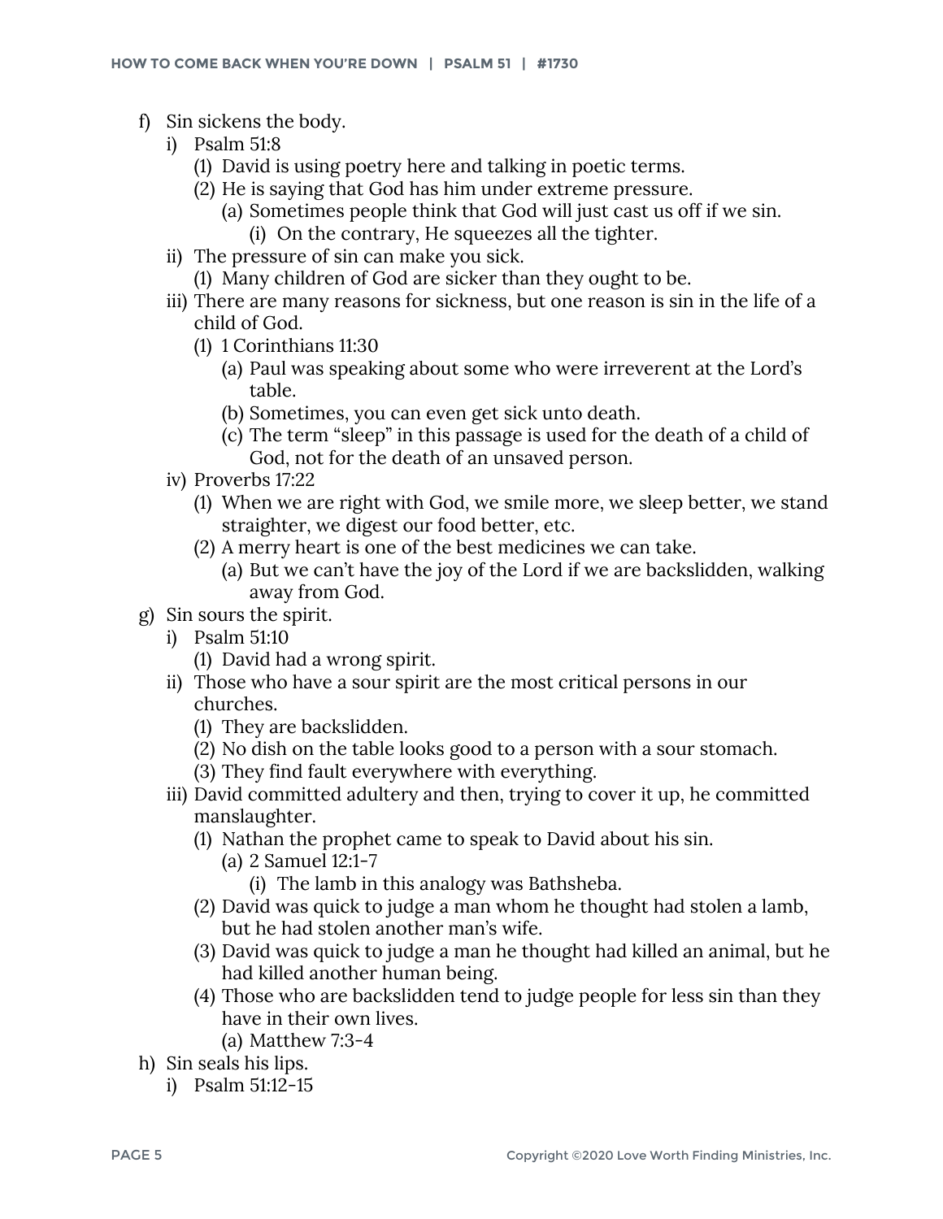- f) Sin sickens the body.
    - i) Psalm 51:8
        - (1) David is using poetry here and talking in poetic terms.
        - (2) He is saying that God has him under extreme pressure.
            - (a) Sometimes people think that God will just cast us off if we sin.
                - (i) On the contrary, He squeezes all the tighter.
    - ii) The pressure of sin can make you sick.
        - (1) Many children of God are sicker than they ought to be.
    - iii) There are many reasons for sickness, but one reason is sin in the life of a child of God.
        - (1) 1 Corinthians 11:30
            - (a) Paul was speaking about some who were irreverent at the Lord's table.
            - (b) Sometimes, you can even get sick unto death.
            - (c) The term "sleep" in this passage is used for the death of a child of God, not for the death of an unsaved person.
    - iv) Proverbs 17:22
        - (1) When we are right with God, we smile more, we sleep better, we stand straighter, we digest our food better, etc.
        - (2) A merry heart is one of the best medicines we can take.
            - (a) But we can't have the joy of the Lord if we are backslidden, walking away from God.
- g) Sin sours the spirit.
    - i) Psalm 51:10
        - (1) David had a wrong spirit.
    - ii) Those who have a sour spirit are the most critical persons in our churches.
        - (1) They are backslidden.
        - (2) No dish on the table looks good to a person with a sour stomach.
        - (3) They find fault everywhere with everything.
    - iii) David committed adultery and then, trying to cover it up, he committed manslaughter.
        - (1) Nathan the prophet came to speak to David about his sin.
            - (a) 2 Samuel 12:1-7
                - (i) The lamb in this analogy was Bathsheba.
        - (2) David was quick to judge a man whom he thought had stolen a lamb, but he had stolen another man's wife.
        - (3) David was quick to judge a man he thought had killed an animal, but he had killed another human being.
        - (4) Those who are backslidden tend to judge people for less sin than they have in their own lives.
            - (a) Matthew 7:3-4
- h) Sin seals his lips.
    - i) Psalm 51:12-15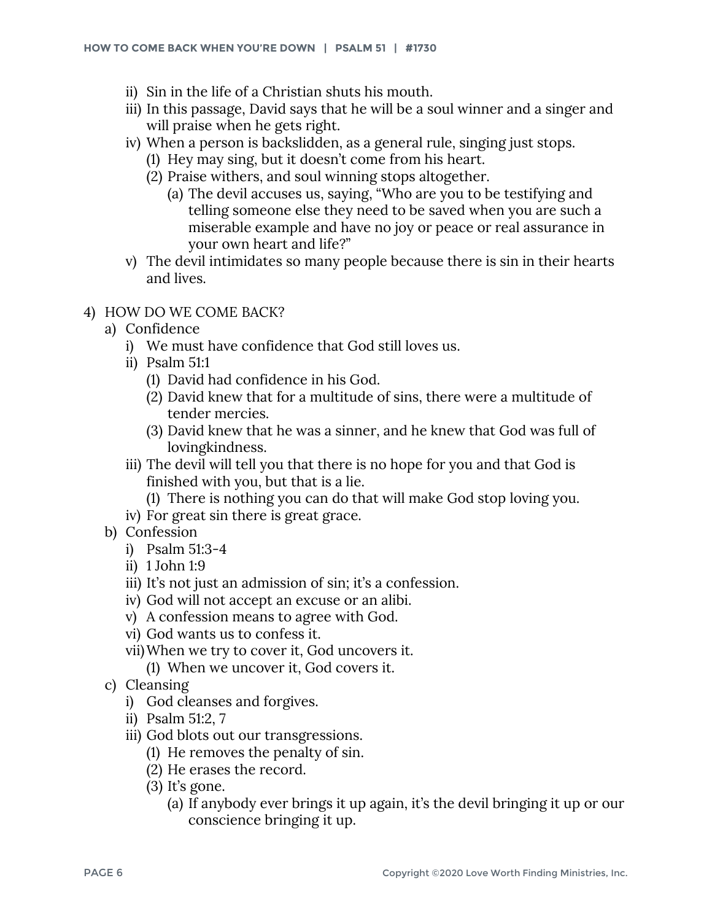- ii) Sin in the life of a Christian shuts his mouth.
- iii) In this passage, David says that he will be a soul winner and a singer and will praise when he gets right.
- iv) When a person is backslidden, as a general rule, singing just stops.
  - (1) Hey may sing, but it doesn't come from his heart.
  - (2) Praise withers, and soul winning stops altogether.
    - (a) The devil accuses us, saying, "Who are you to be testifying and telling someone else they need to be saved when you are such a miserable example and have no joy or peace or real assurance in your own heart and life?"
- v) The devil intimidates so many people because there is sin in their hearts and lives.

4) HOW DO WE COME BACK?
- a) Confidence
  - i) We must have confidence that God still loves us.
  - ii) Psalm 51:1
    - (1) David had confidence in his God.
    - (2) David knew that for a multitude of sins, there were a multitude of tender mercies.
    - (3) David knew that he was a sinner, and he knew that God was full of lovingkindness.
  - iii) The devil will tell you that there is no hope for you and that God is finished with you, but that is a lie.
    - (1) There is nothing you can do that will make God stop loving you.
  - iv) For great sin there is great grace.
- b) Confession
  - i) Psalm 51:3-4
  - ii) 1 John 1:9
  - iii) It's not just an admission of sin; it's a confession.
  - iv) God will not accept an excuse or an alibi.
  - v) A confession means to agree with God.
  - vi) God wants us to confess it.
  - vii) When we try to cover it, God uncovers it.
    - (1) When we uncover it, God covers it.
- c) Cleansing
  - i) God cleanses and forgives.
  - ii) Psalm 51:2, 7
  - iii) God blots out our transgressions.
    - (1) He removes the penalty of sin.
    - (2) He erases the record.
    - (3) It's gone.
      - (a) If anybody ever brings it up again, it's the devil bringing it up or our conscience bringing it up.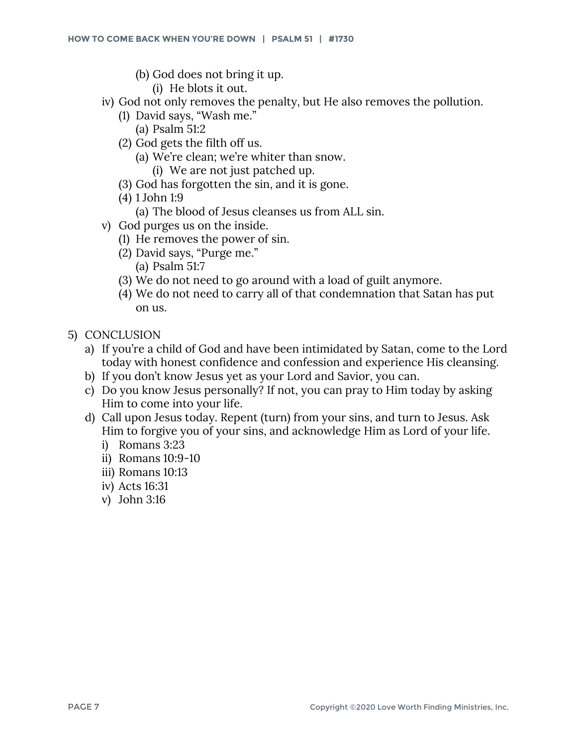- (b) God does not bring it up.
  - (i) He blots it out.
- iv) God not only removes the penalty, but He also removes the pollution.
  - (1) David says, "Wash me."
    - (a) Psalm 51:2
  - (2) God gets the filth off us.
    - (a) We're clean; we're whiter than snow.
      - (i) We are not just patched up.
  - (3) God has forgotten the sin, and it is gone.
  - (4) 1 John 1:9
    - (a) The blood of Jesus cleanses us from ALL sin.
- v) God purges us on the inside.
  - (1) He removes the power of sin.
  - (2) David says, "Purge me."
    - (a) Psalm 51:7
  - (3) We do not need to go around with a load of guilt anymore.
  - (4) We do not need to carry all of that condemnation that Satan has put on us.

5) CONCLUSION
- a) If you're a child of God and have been intimidated by Satan, come to the Lord today with honest confidence and confession and experience His cleansing.
- b) If you don't know Jesus yet as your Lord and Savior, you can.
- c) Do you know Jesus personally? If not, you can pray to Him today by asking Him to come into your life.
- d) Call upon Jesus today. Repent (turn) from your sins, and turn to Jesus. Ask Him to forgive you of your sins, and acknowledge Him as Lord of your life.
  - i) Romans 3:23
  - ii) Romans 10:9-10
  - iii) Romans 10:13
  - iv) Acts 16:31
  - v) John 3:16